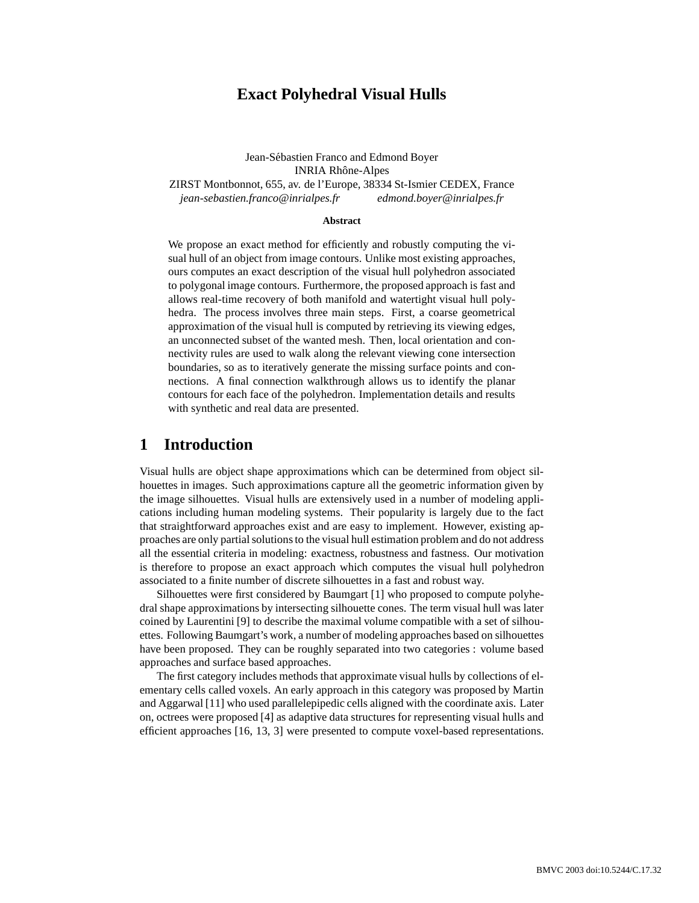# Exact Polyhedral Visual Hulls

Jean-Sébastien Franco and Edmond Boyer
INRIA Rhône-Alpes
ZIRST Montbonnot, 655, av. de l'Europe, 38334 St-Ismier CEDEX, France
*jean-sebastien.franco@inrialpes.fr* *edmond.boyer@inrialpes.fr*

**Abstract**

We propose an exact method for efficiently and robustly computing the visual hull of an object from image contours. Unlike most existing approaches, ours computes an exact description of the visual hull polyhedron associated to polygonal image contours. Furthermore, the proposed approach is fast and allows real-time recovery of both manifold and watertight visual hull polyhedra. The process involves three main steps. First, a coarse geometrical approximation of the visual hull is computed by retrieving its viewing edges, an unconnected subset of the wanted mesh. Then, local orientation and connectivity rules are used to walk along the relevant viewing cone intersection boundaries, so as to iteratively generate the missing surface points and connections. A final connection walkthrough allows us to identify the planar contours for each face of the polyhedron. Implementation details and results with synthetic and real data are presented.

## 1 Introduction

Visual hulls are object shape approximations which can be determined from object silhouettes in images. Such approximations capture all the geometric information given by the image silhouettes. Visual hulls are extensively used in a number of modeling applications including human modeling systems. Their popularity is largely due to the fact that straightforward approaches exist and are easy to implement. However, existing approaches are only partial solutions to the visual hull estimation problem and do not address all the essential criteria in modeling: exactness, robustness and fastness. Our motivation is therefore to propose an exact approach which computes the visual hull polyhedron associated to a finite number of discrete silhouettes in a fast and robust way.

Silhouettes were first considered by Baumgart [1] who proposed to compute polyhedral shape approximations by intersecting silhouette cones. The term visual hull was later coined by Laurentini [9] to describe the maximal volume compatible with a set of silhouettes. Following Baumgart's work, a number of modeling approaches based on silhouettes have been proposed. They can be roughly separated into two categories : volume based approaches and surface based approaches.

The first category includes methods that approximate visual hulls by collections of elementary cells called voxels. An early approach in this category was proposed by Martin and Aggarwal [11] who used parallelepipedic cells aligned with the coordinate axis. Later on, octrees were proposed [4] as adaptive data structures for representing visual hulls and efficient approaches [16, 13, 3] were presented to compute voxel-based representations.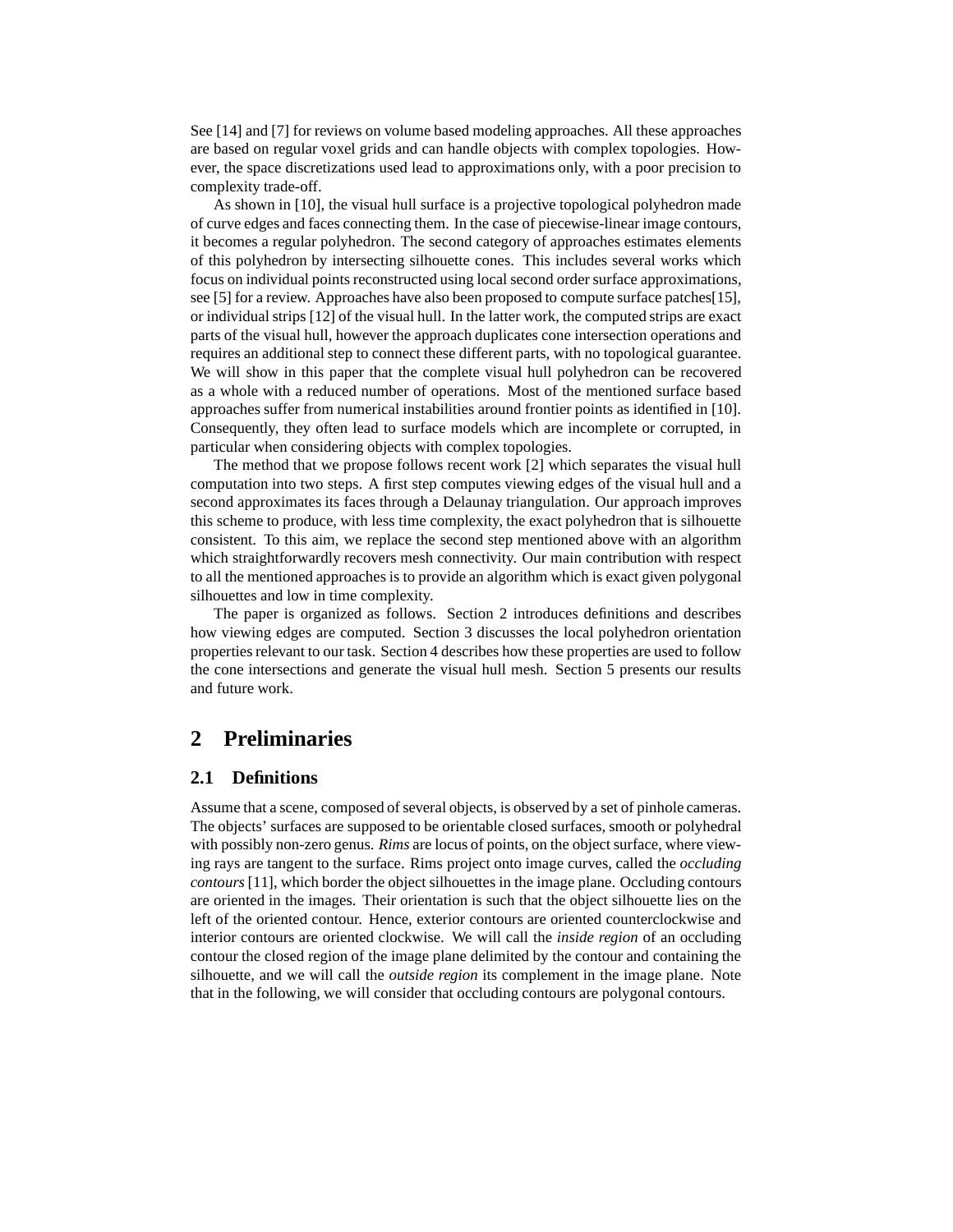See [14] and [7] for reviews on volume based modeling approaches. All these approaches are based on regular voxel grids and can handle objects with complex topologies. However, the space discretizations used lead to approximations only, with a poor precision to complexity trade-off.

As shown in [10], the visual hull surface is a projective topological polyhedron made of curve edges and faces connecting them. In the case of piecewise-linear image contours, it becomes a regular polyhedron. The second category of approaches estimates elements of this polyhedron by intersecting silhouette cones. This includes several works which focus on individual points reconstructed using local second order surface approximations, see [5] for a review. Approaches have also been proposed to compute surface patches[15], or individual strips [12] of the visual hull. In the latter work, the computed strips are exact parts of the visual hull, however the approach duplicates cone intersection operations and requires an additional step to connect these different parts, with no topological guarantee. We will show in this paper that the complete visual hull polyhedron can be recovered as a whole with a reduced number of operations. Most of the mentioned surface based approaches suffer from numerical instabilities around frontier points as identified in [10]. Consequently, they often lead to surface models which are incomplete or corrupted, in particular when considering objects with complex topologies.

The method that we propose follows recent work [2] which separates the visual hull computation into two steps. A first step computes viewing edges of the visual hull and a second approximates its faces through a Delaunay triangulation. Our approach improves this scheme to produce, with less time complexity, the exact polyhedron that is silhouette consistent. To this aim, we replace the second step mentioned above with an algorithm which straightforwardly recovers mesh connectivity. Our main contribution with respect to all the mentioned approaches is to provide an algorithm which is exact given polygonal silhouettes and low in time complexity.

The paper is organized as follows. Section 2 introduces definitions and describes how viewing edges are computed. Section 3 discusses the local polyhedron orientation properties relevant to our task. Section 4 describes how these properties are used to follow the cone intersections and generate the visual hull mesh. Section 5 presents our results and future work.

# 2 Preliminaries

## 2.1 Definitions

Assume that a scene, composed of several objects, is observed by a set of pinhole cameras. The objects' surfaces are supposed to be orientable closed surfaces, smooth or polyhedral with possibly non-zero genus. *Rims* are locus of points, on the object surface, where viewing rays are tangent to the surface. Rims project onto image curves, called the *occluding contours* [11], which border the object silhouettes in the image plane. Occluding contours are oriented in the images. Their orientation is such that the object silhouette lies on the left of the oriented contour. Hence, exterior contours are oriented counterclockwise and interior contours are oriented clockwise. We will call the *inside region* of an occluding contour the closed region of the image plane delimited by the contour and containing the silhouette, and we will call the *outside region* its complement in the image plane. Note that in the following, we will consider that occluding contours are polygonal contours.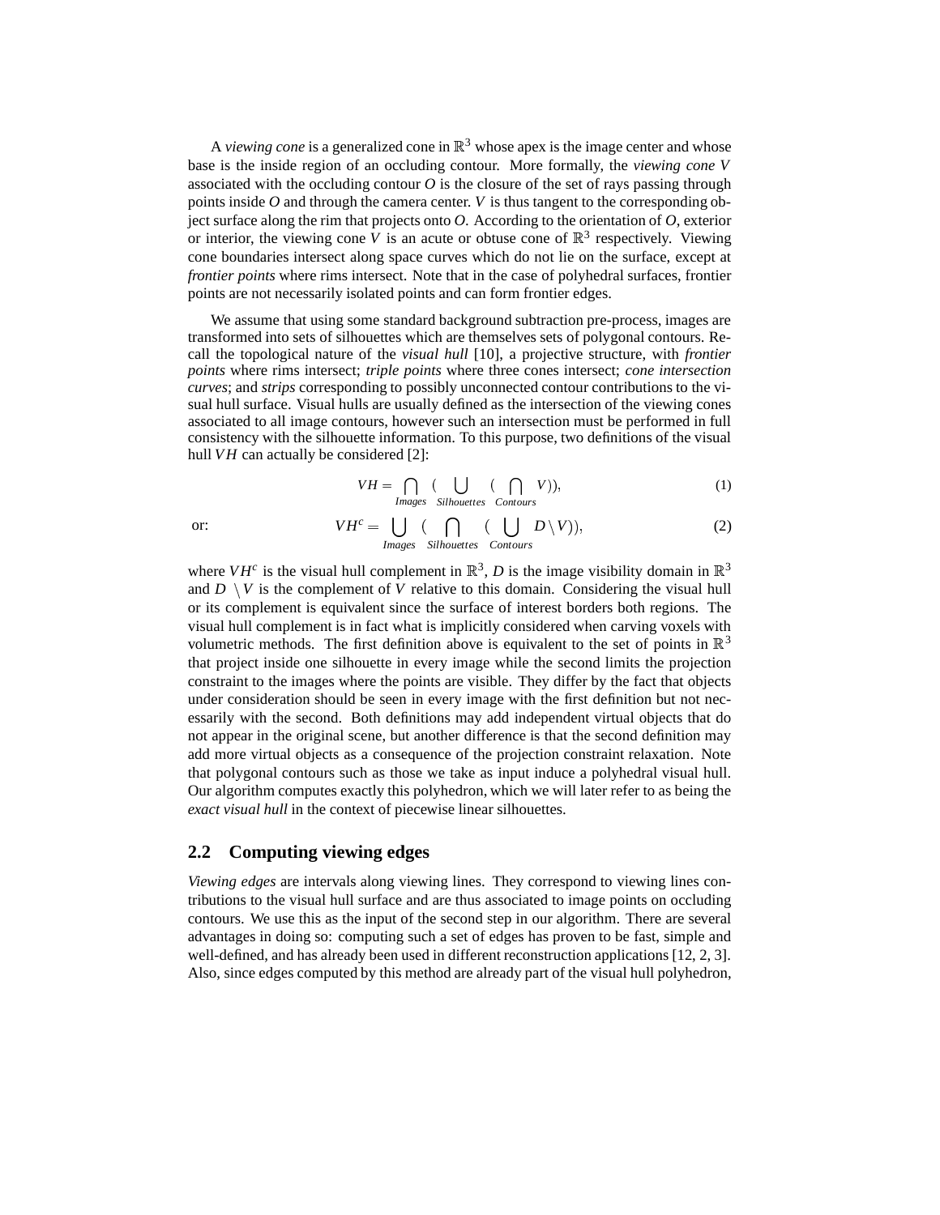A *viewing cone* is a generalized cone in $\mathbb{R}^3$ whose apex is the image center and whose base is the inside region of an occluding contour. More formally, the *viewing cone* $V$ associated with the occluding contour $O$ is the closure of the set of rays passing through points inside $O$ and through the camera center. $V$ is thus tangent to the corresponding object surface along the rim that projects onto $O$. According to the orientation of $O$, exterior or interior, the viewing cone $V$ is an acute or obtuse cone of $\mathbb{R}^3$ respectively. Viewing cone boundaries intersect along space curves which do not lie on the surface, except at *frontier points* where rims intersect. Note that in the case of polyhedral surfaces, frontier points are not necessarily isolated points and can form frontier edges.

We assume that using some standard background subtraction pre-process, images are transformed into sets of silhouettes which are themselves sets of polygonal contours. Recall the topological nature of the *visual hull* [10], a projective structure, with *frontier points* where rims intersect; *triple points* where three cones intersect; *cone intersection curves*; and *strips* corresponding to possibly unconnected contour contributions to the visual hull surface. Visual hulls are usually defined as the intersection of the viewing cones associated to all image contours, however such an intersection must be performed in full consistency with the silhouette information. To this purpose, two definitions of the visual hull $VH$ can actually be considered [2]:

$$VH = \bigcap_{Images} \Big( \bigcup_{Silhouettes} \Big( \bigcap_{Contours} V \Big)\Big), \tag{1}$$

or:

$$VH^c = \bigcup_{Images} \Big( \bigcap_{Silhouettes} \Big( \bigcup_{Contours} D \setminus V \Big)\Big), \tag{2}$$

where $VH^c$ is the visual hull complement in $\mathbb{R}^3$, $D$ is the image visibility domain in $\mathbb{R}^3$ and $D \setminus V$ is the complement of $V$ relative to this domain. Considering the visual hull or its complement is equivalent since the surface of interest borders both regions. The visual hull complement is in fact what is implicitly considered when carving voxels with volumetric methods. The first definition above is equivalent to the set of points in $\mathbb{R}^3$ that project inside one silhouette in every image while the second limits the projection constraint to the images where the points are visible. They differ by the fact that objects under consideration should be seen in every image with the first definition but not necessarily with the second. Both definitions may add independent virtual objects that do not appear in the original scene, but another difference is that the second definition may add more virtual objects as a consequence of the projection constraint relaxation. Note that polygonal contours such as those we take as input induce a polyhedral visual hull. Our algorithm computes exactly this polyhedron, which we will later refer to as being the *exact visual hull* in the context of piecewise linear silhouettes.

## 2.2 Computing viewing edges

*Viewing edges* are intervals along viewing lines. They correspond to viewing lines contributions to the visual hull surface and are thus associated to image points on occluding contours. We use this as the input of the second step in our algorithm. There are several advantages in doing so: computing such a set of edges has proven to be fast, simple and well-defined, and has already been used in different reconstruction applications [12, 2, 3]. Also, since edges computed by this method are already part of the visual hull polyhedron,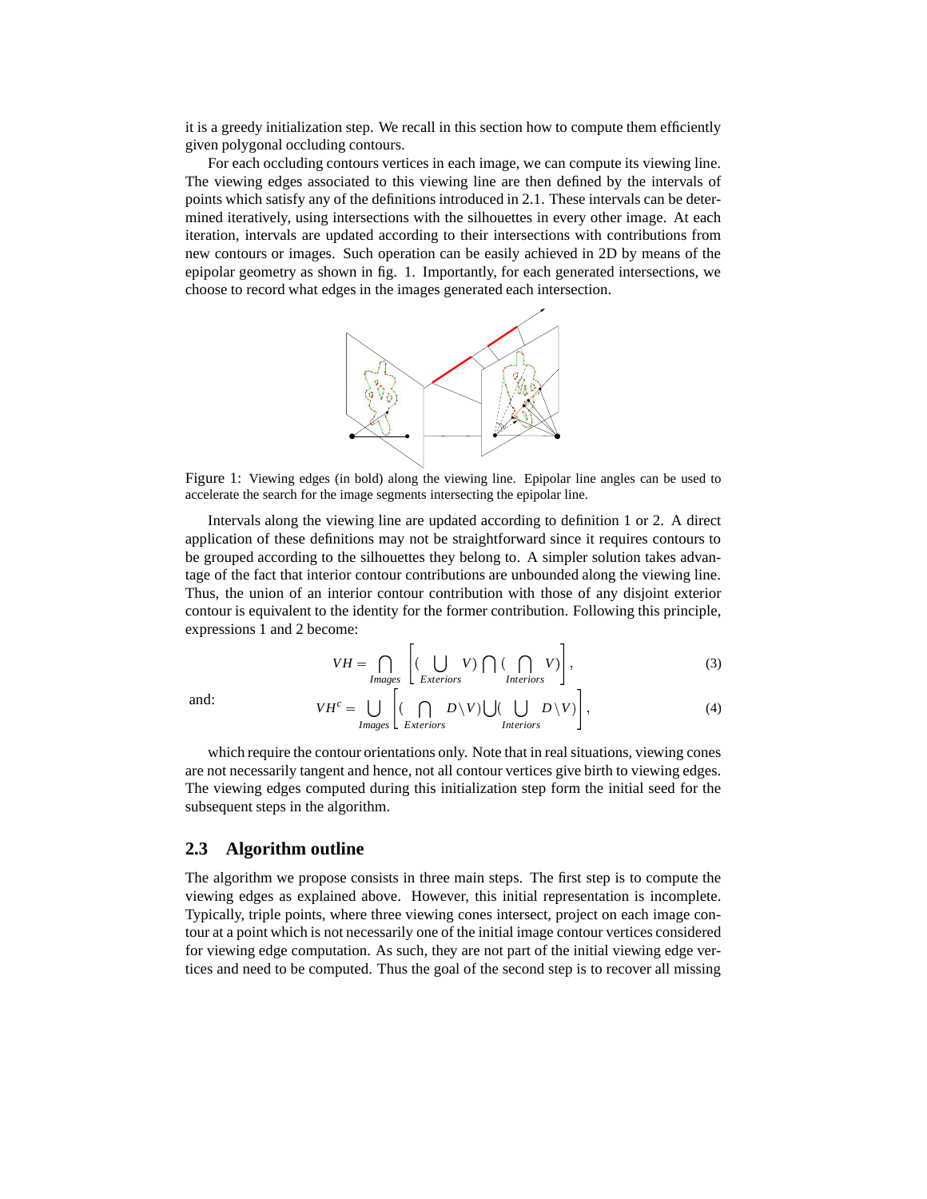it is a greedy initialization step. We recall in this section how to compute them efficiently given polygonal occluding contours.

For each occluding contours vertices in each image, we can compute its viewing line. The viewing edges associated to this viewing line are then defined by the intervals of points which satisfy any of the definitions introduced in 2.1. These intervals can be determined iteratively, using intersections with the silhouettes in every other image. At each iteration, intervals are updated according to their intersections with contributions from new contours or images. Such operation can be easily achieved in 2D by means of the epipolar geometry as shown in fig. 1. Importantly, for each generated intersections, we choose to record what edges in the images generated each intersection.

Figure 1: Viewing edges (in bold) along the viewing line. Epipolar line angles can be used to accelerate the search for the image segments intersecting the epipolar line.

Intervals along the viewing line are updated according to definition 1 or 2. A direct application of these definitions may not be straightforward since it requires contours to be grouped according to the silhouettes they belong to. A simpler solution takes advantage of the fact that interior contour contributions are unbounded along the viewing line. Thus, the union of an interior contour contribution with those of any disjoint exterior contour is equivalent to the identity for the former contribution. Following this principle, expressions 1 and 2 become:

$$VH = \bigcap_{Images} \left[ \left( \bigcup_{Exteriors} V \right) \bigcap \left( \bigcap_{Interiors} V \right) \right], \tag{3}$$

and:

$$VH^c = \bigcup_{Images} \left[ \left( \bigcap_{Exteriors} D \setminus V \right) \bigcup \left( \bigcup_{Interiors} D \setminus V \right) \right], \tag{4}$$

which require the contour orientations only. Note that in real situations, viewing cones are not necessarily tangent and hence, not all contour vertices give birth to viewing edges. The viewing edges computed during this initialization step form the initial seed for the subsequent steps in the algorithm.

## 2.3 Algorithm outline

The algorithm we propose consists in three main steps. The first step is to compute the viewing edges as explained above. However, this initial representation is incomplete. Typically, triple points, where three viewing cones intersect, project on each image contour at a point which is not necessarily one of the initial image contour vertices considered for viewing edge computation. As such, they are not part of the initial viewing edge vertices and need to be computed. Thus the goal of the second step is to recover all missing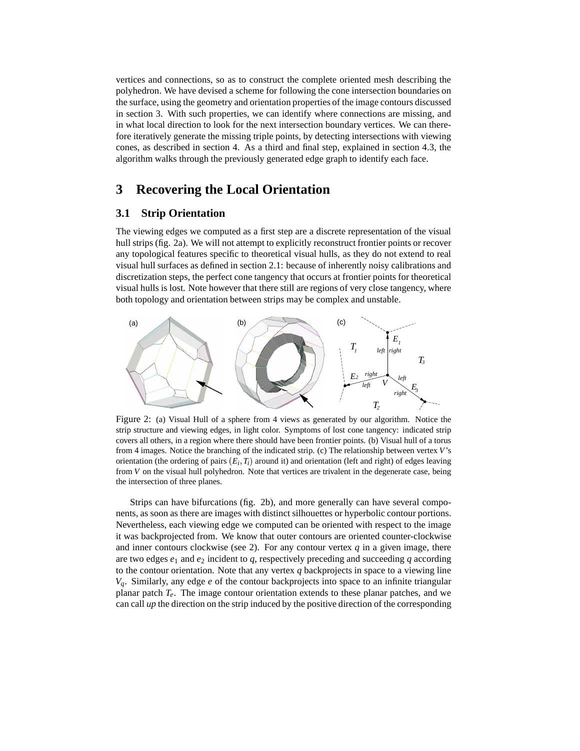vertices and connections, so as to construct the complete oriented mesh describing the polyhedron. We have devised a scheme for following the cone intersection boundaries on the surface, using the geometry and orientation properties of the image contours discussed in section 3. With such properties, we can identify where connections are missing, and in what local direction to look for the next intersection boundary vertices. We can therefore iteratively generate the missing triple points, by detecting intersections with viewing cones, as described in section 4. As a third and final step, explained in section 4.3, the algorithm walks through the previously generated edge graph to identify each face.

# 3 Recovering the Local Orientation

## 3.1 Strip Orientation

The viewing edges we computed as a first step are a discrete representation of the visual hull strips (fig. 2a). We will not attempt to explicitly reconstruct frontier points or recover any topological features specific to theoretical visual hulls, as they do not extend to real visual hull surfaces as defined in section 2.1: because of inherently noisy calibrations and discretization steps, the perfect cone tangency that occurs at frontier points for theoretical visual hulls is lost. Note however that there still are regions of very close tangency, where both topology and orientation between strips may be complex and unstable.

Figure 2: (a) Visual Hull of a sphere from 4 views as generated by our algorithm. Notice the strip structure and viewing edges, in light color. Symptoms of lost cone tangency: indicated strip covers all others, in a region where there should have been frontier points. (b) Visual hull of a torus from 4 images. Notice the branching of the indicated strip. (c) The relationship between vertex $V$'s orientation (the ordering of pairs $(E_i, T_i)$ around it) and orientation (left and right) of edges leaving from $V$ on the visual hull polyhedron. Note that vertices are trivalent in the degenerate case, being the intersection of three planes.

Strips can have bifurcations (fig. 2b), and more generally can have several components, as soon as there are images with distinct silhouettes or hyperbolic contour portions. Nevertheless, each viewing edge we computed can be oriented with respect to the image it was backprojected from. We know that outer contours are oriented counter-clockwise and inner contours clockwise (see 2). For any contour vertex $q$ in a given image, there are two edges $e_1$ and $e_2$ incident to $q$, respectively preceding and succeeding $q$ according to the contour orientation. Note that any vertex $q$ backprojects in space to a viewing line $V_q$. Similarly, any edge $e$ of the contour backprojects into space to an infinite triangular planar patch $T_e$. The image contour orientation extends to these planar patches, and we can call *up* the direction on the strip induced by the positive direction of the corresponding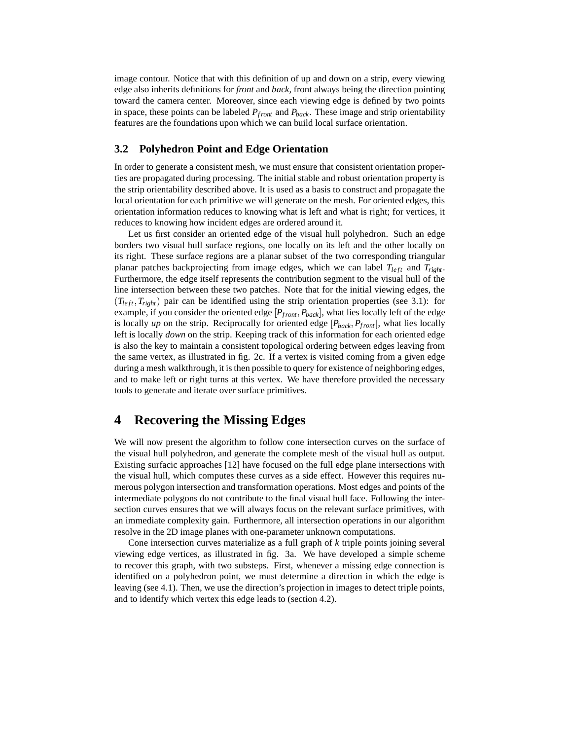image contour. Notice that with this definition of up and down on a strip, every viewing edge also inherits definitions for *front* and *back*, front always being the direction pointing toward the camera center. Moreover, since each viewing edge is defined by two points in space, these points can be labeled $P_{front}$ and $P_{back}$. These image and strip orientability features are the foundations upon which we can build local surface orientation.

### 3.2 Polyhedron Point and Edge Orientation

In order to generate a consistent mesh, we must ensure that consistent orientation properties are propagated during processing. The initial stable and robust orientation property is the strip orientability described above. It is used as a basis to construct and propagate the local orientation for each primitive we will generate on the mesh. For oriented edges, this orientation information reduces to knowing what is left and what is right; for vertices, it reduces to knowing how incident edges are ordered around it.

Let us first consider an oriented edge of the visual hull polyhedron. Such an edge borders two visual hull surface regions, one locally on its left and the other locally on its right. These surface regions are a planar subset of the two corresponding triangular planar patches backprojecting from image edges, which we can label $T_{left}$ and $T_{right}$. Furthermore, the edge itself represents the contribution segment to the visual hull of the line intersection between these two patches. Note that for the initial viewing edges, the $(T_{left}, T_{right})$ pair can be identified using the strip orientation properties (see 3.1): for example, if you consider the oriented edge $[P_{front}, P_{back}]$, what lies locally left of the edge is locally *up* on the strip. Reciprocally for oriented edge $[P_{back}, P_{front}]$, what lies locally left is locally *down* on the strip. Keeping track of this information for each oriented edge is also the key to maintain a consistent topological ordering between edges leaving from the same vertex, as illustrated in fig. 2c. If a vertex is visited coming from a given edge during a mesh walkthrough, it is then possible to query for existence of neighboring edges, and to make left or right turns at this vertex. We have therefore provided the necessary tools to generate and iterate over surface primitives.

## 4 Recovering the Missing Edges

We will now present the algorithm to follow cone intersection curves on the surface of the visual hull polyhedron, and generate the complete mesh of the visual hull as output. Existing surfacic approaches [12] have focused on the full edge plane intersections with the visual hull, which computes these curves as a side effect. However this requires numerous polygon intersection and transformation operations. Most edges and points of the intermediate polygons do not contribute to the final visual hull face. Following the intersection curves ensures that we will always focus on the relevant surface primitives, with an immediate complexity gain. Furthermore, all intersection operations in our algorithm resolve in the 2D image planes with one-parameter unknown computations.

Cone intersection curves materialize as a full graph of $k$ triple points joining several viewing edge vertices, as illustrated in fig. 3a. We have developed a simple scheme to recover this graph, with two substeps. First, whenever a missing edge connection is identified on a polyhedron point, we must determine a direction in which the edge is leaving (see 4.1). Then, we use the direction's projection in images to detect triple points, and to identify which vertex this edge leads to (section 4.2).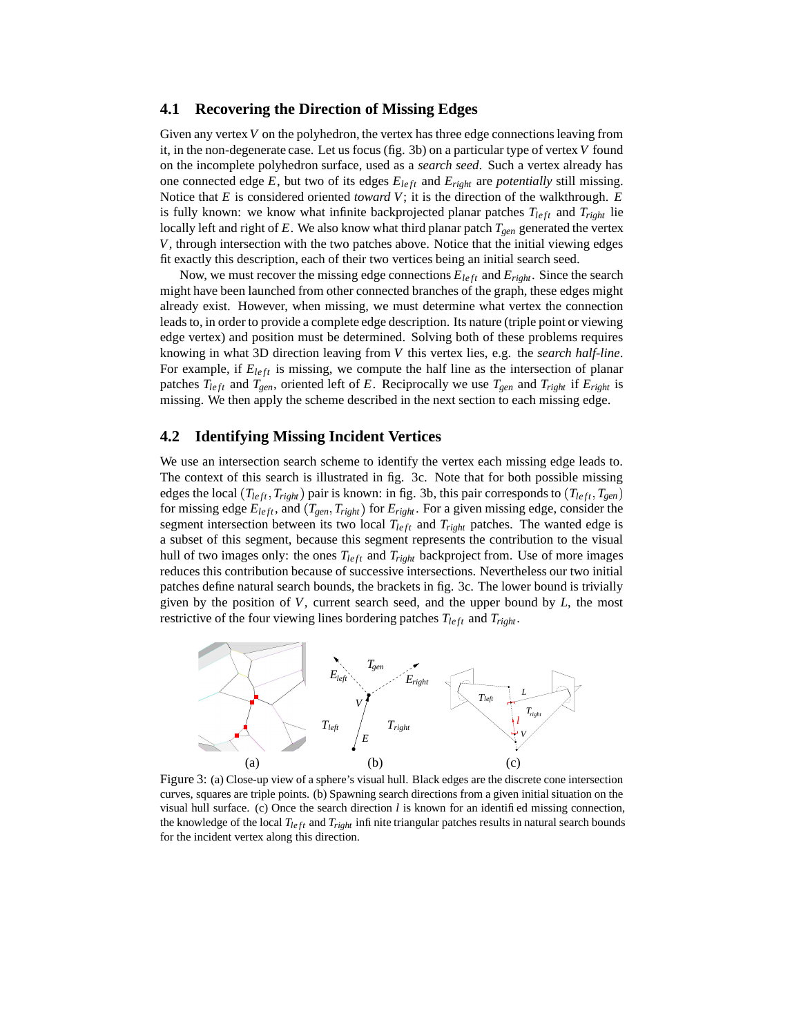## 4.1 Recovering the Direction of Missing Edges

Given any vertex $V$ on the polyhedron, the vertex has three edge connections leaving from it, in the non-degenerate case. Let us focus (fig. 3b) on a particular type of vertex $V$ found on the incomplete polyhedron surface, used as a *search seed*. Such a vertex already has one connected edge $E$, but two of its edges $E_{left}$ and $E_{right}$ are *potentially* still missing. Notice that $E$ is considered oriented *toward* $V$; it is the direction of the walkthrough. $E$ is fully known: we know what infinite backprojected planar patches $T_{left}$ and $T_{right}$ lie locally left and right of $E$. We also know what third planar patch $T_{gen}$ generated the vertex $V$, through intersection with the two patches above. Notice that the initial viewing edges fit exactly this description, each of their two vertices being an initial search seed.

Now, we must recover the missing edge connections $E_{left}$ and $E_{right}$. Since the search might have been launched from other connected branches of the graph, these edges might already exist. However, when missing, we must determine what vertex the connection leads to, in order to provide a complete edge description. Its nature (triple point or viewing edge vertex) and position must be determined. Solving both of these problems requires knowing in what 3D direction leaving from $V$ this vertex lies, e.g. the *search half-line*. For example, if $E_{left}$ is missing, we compute the half line as the intersection of planar patches $T_{left}$ and $T_{gen}$, oriented left of $E$. Reciprocally we use $T_{gen}$ and $T_{right}$ if $E_{right}$ is missing. We then apply the scheme described in the next section to each missing edge.

## 4.2 Identifying Missing Incident Vertices

We use an intersection search scheme to identify the vertex each missing edge leads to. The context of this search is illustrated in fig. 3c. Note that for both possible missing edges the local $(T_{left}, T_{right})$ pair is known: in fig. 3b, this pair corresponds to $(T_{left}, T_{gen})$ for missing edge $E_{left}$, and $(T_{gen}, T_{right})$ for $E_{right}$. For a given missing edge, consider the segment intersection between its two local $T_{left}$ and $T_{right}$ patches. The wanted edge is a subset of this segment, because this segment represents the contribution to the visual hull of two images only: the ones $T_{left}$ and $T_{right}$ backproject from. Use of more images reduces this contribution because of successive intersections. Nevertheless our two initial patches define natural search bounds, the brackets in fig. 3c. The lower bound is trivially given by the position of $V$, current search seed, and the upper bound by $L$, the most restrictive of the four viewing lines bordering patches $T_{left}$ and $T_{right}$.

Figure 3: (a) Close-up view of a sphere's visual hull. Black edges are the discrete cone intersection curves, squares are triple points. (b) Spawning search directions from a given initial situation on the visual hull surface. (c) Once the search direction $l$ is known for an identified missing connection, the knowledge of the local $T_{left}$ and $T_{right}$ infinite triangular patches results in natural search bounds for the incident vertex along this direction.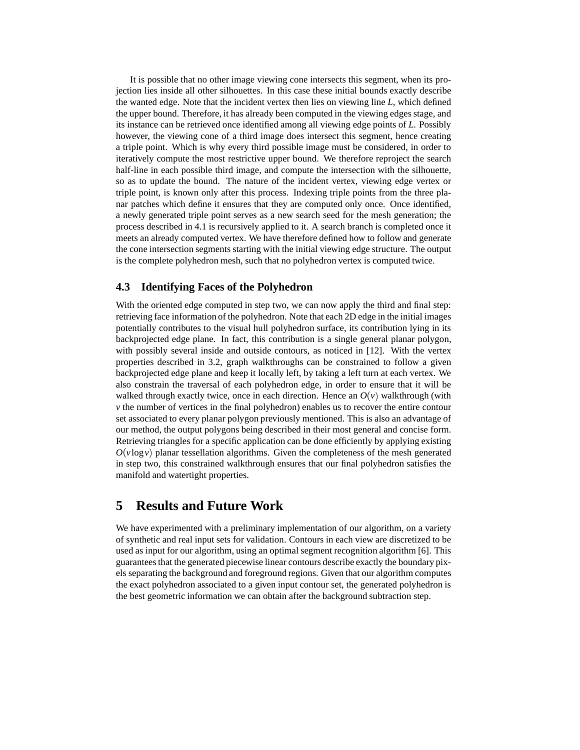It is possible that no other image viewing cone intersects this segment, when its projection lies inside all other silhouettes. In this case these initial bounds exactly describe the wanted edge. Note that the incident vertex then lies on viewing line $L$, which defined the upper bound. Therefore, it has already been computed in the viewing edges stage, and its instance can be retrieved once identified among all viewing edge points of $L$. Possibly however, the viewing cone of a third image does intersect this segment, hence creating a triple point. Which is why every third possible image must be considered, in order to iteratively compute the most restrictive upper bound. We therefore reproject the search half-line in each possible third image, and compute the intersection with the silhouette, so as to update the bound. The nature of the incident vertex, viewing edge vertex or triple point, is known only after this process. Indexing triple points from the three planar patches which define it ensures that they are computed only once. Once identified, a newly generated triple point serves as a new search seed for the mesh generation; the process described in 4.1 is recursively applied to it. A search branch is completed once it meets an already computed vertex. We have therefore defined how to follow and generate the cone intersection segments starting with the initial viewing edge structure. The output is the complete polyhedron mesh, such that no polyhedron vertex is computed twice.

### 4.3 Identifying Faces of the Polyhedron

With the oriented edge computed in step two, we can now apply the third and final step: retrieving face information of the polyhedron. Note that each 2D edge in the initial images potentially contributes to the visual hull polyhedron surface, its contribution lying in its backprojected edge plane. In fact, this contribution is a single general planar polygon, with possibly several inside and outside contours, as noticed in [12]. With the vertex properties described in 3.2, graph walkthroughs can be constrained to follow a given backprojected edge plane and keep it locally left, by taking a left turn at each vertex. We also constrain the traversal of each polyhedron edge, in order to ensure that it will be walked through exactly twice, once in each direction. Hence an $O(v)$ walkthrough (with $v$ the number of vertices in the final polyhedron) enables us to recover the entire contour set associated to every planar polygon previously mentioned. This is also an advantage of our method, the output polygons being described in their most general and concise form. Retrieving triangles for a specific application can be done efficiently by applying existing $O(v \log v)$ planar tessellation algorithms. Given the completeness of the mesh generated in step two, this constrained walkthrough ensures that our final polyhedron satisfies the manifold and watertight properties.

## 5 Results and Future Work

We have experimented with a preliminary implementation of our algorithm, on a variety of synthetic and real input sets for validation. Contours in each view are discretized to be used as input for our algorithm, using an optimal segment recognition algorithm [6]. This guarantees that the generated piecewise linear contours describe exactly the boundary pixels separating the background and foreground regions. Given that our algorithm computes the exact polyhedron associated to a given input contour set, the generated polyhedron is the best geometric information we can obtain after the background subtraction step.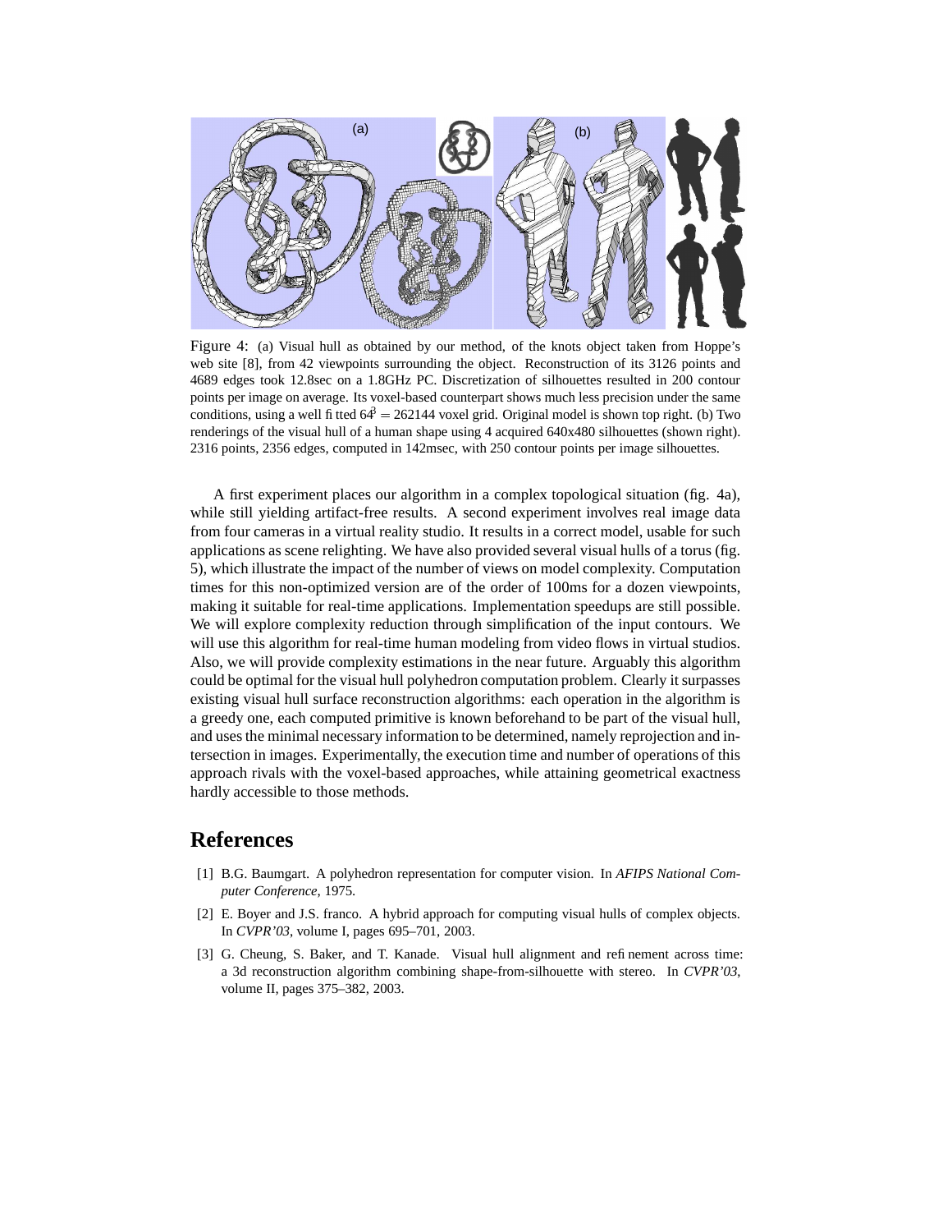Figure 4: (a) Visual hull as obtained by our method, of the knots object taken from Hoppe's web site [8], from 42 viewpoints surrounding the object. Reconstruction of its 3126 points and 4689 edges took 12.8sec on a 1.8GHz PC. Discretization of silhouettes resulted in 200 contour points per image on average. Its voxel-based counterpart shows much less precision under the same conditions, using a well fitted $64^3 = 262144$ voxel grid. Original model is shown top right. (b) Two renderings of the visual hull of a human shape using 4 acquired 640x480 silhouettes (shown right). 2316 points, 2356 edges, computed in 142msec, with 250 contour points per image silhouettes.

A first experiment places our algorithm in a complex topological situation (fig. 4a), while still yielding artifact-free results. A second experiment involves real image data from four cameras in a virtual reality studio. It results in a correct model, usable for such applications as scene relighting. We have also provided several visual hulls of a torus (fig. 5), which illustrate the impact of the number of views on model complexity. Computation times for this non-optimized version are of the order of 100ms for a dozen viewpoints, making it suitable for real-time applications. Implementation speedups are still possible. We will explore complexity reduction through simplification of the input contours. We will use this algorithm for real-time human modeling from video flows in virtual studios. Also, we will provide complexity estimations in the near future. Arguably this algorithm could be optimal for the visual hull polyhedron computation problem. Clearly it surpasses existing visual hull surface reconstruction algorithms: each operation in the algorithm is a greedy one, each computed primitive is known beforehand to be part of the visual hull, and uses the minimal necessary information to be determined, namely reprojection and intersection in images. Experimentally, the execution time and number of operations of this approach rivals with the voxel-based approaches, while attaining geometrical exactness hardly accessible to those methods.

## References

[1] B.G. Baumgart. A polyhedron representation for computer vision. In *AFIPS National Computer Conference*, 1975.

[2] E. Boyer and J.S. franco. A hybrid approach for computing visual hulls of complex objects. In *CVPR'03*, volume I, pages 695–701, 2003.

[3] G. Cheung, S. Baker, and T. Kanade. Visual hull alignment and refinement across time: a 3d reconstruction algorithm combining shape-from-silhouette with stereo. In *CVPR'03*, volume II, pages 375–382, 2003.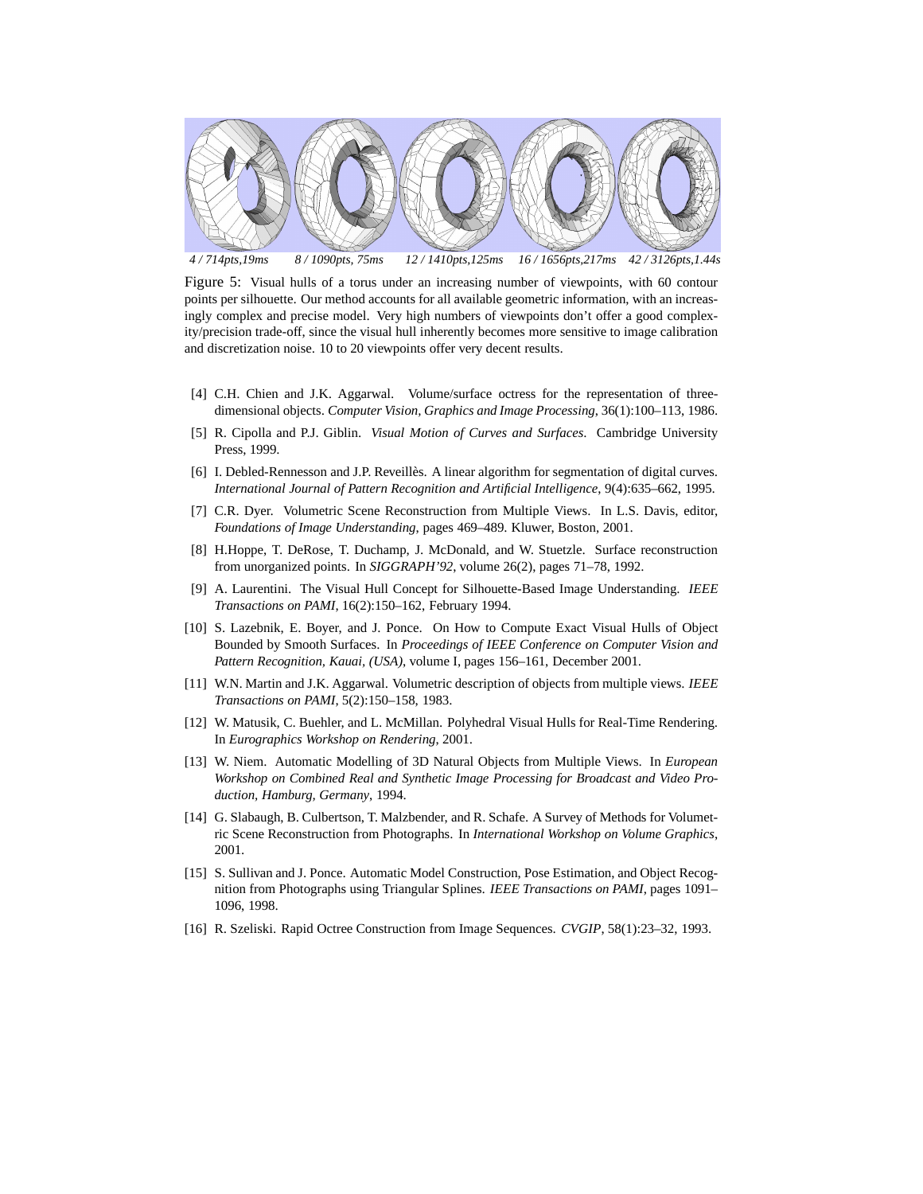*4 / 714pts,19ms*   *8 / 1090pts, 75ms*   *12 / 1410pts,125ms*   *16 / 1656pts,217ms*   *42 / 3126pts,1.44s*

Figure 5: Visual hulls of a torus under an increasing number of viewpoints, with 60 contour points per silhouette. Our method accounts for all available geometric information, with an increasingly complex and precise model. Very high numbers of viewpoints don't offer a good complexity/precision trade-off, since the visual hull inherently becomes more sensitive to image calibration and discretization noise. 10 to 20 viewpoints offer very decent results.

[4] C.H. Chien and J.K. Aggarwal. Volume/surface octress for the representation of three-dimensional objects. *Computer Vision, Graphics and Image Processing*, 36(1):100–113, 1986.

[5] R. Cipolla and P.J. Giblin. *Visual Motion of Curves and Surfaces*. Cambridge University Press, 1999.

[6] I. Debled-Rennesson and J.P. Reveillès. A linear algorithm for segmentation of digital curves. *International Journal of Pattern Recognition and Artificial Intelligence*, 9(4):635–662, 1995.

[7] C.R. Dyer. Volumetric Scene Reconstruction from Multiple Views. In L.S. Davis, editor, *Foundations of Image Understanding*, pages 469–489. Kluwer, Boston, 2001.

[8] H.Hoppe, T. DeRose, T. Duchamp, J. McDonald, and W. Stuetzle. Surface reconstruction from unorganized points. In *SIGGRAPH'92*, volume 26(2), pages 71–78, 1992.

[9] A. Laurentini. The Visual Hull Concept for Silhouette-Based Image Understanding. *IEEE Transactions on PAMI*, 16(2):150–162, February 1994.

[10] S. Lazebnik, E. Boyer, and J. Ponce. On How to Compute Exact Visual Hulls of Object Bounded by Smooth Surfaces. In *Proceedings of IEEE Conference on Computer Vision and Pattern Recognition, Kauai, (USA)*, volume I, pages 156–161, December 2001.

[11] W.N. Martin and J.K. Aggarwal. Volumetric description of objects from multiple views. *IEEE Transactions on PAMI*, 5(2):150–158, 1983.

[12] W. Matusik, C. Buehler, and L. McMillan. Polyhedral Visual Hulls for Real-Time Rendering. In *Eurographics Workshop on Rendering*, 2001.

[13] W. Niem. Automatic Modelling of 3D Natural Objects from Multiple Views. In *European Workshop on Combined Real and Synthetic Image Processing for Broadcast and Video Production, Hamburg, Germany*, 1994.

[14] G. Slabaugh, B. Culbertson, T. Malzbender, and R. Schafe. A Survey of Methods for Volumetric Scene Reconstruction from Photographs. In *International Workshop on Volume Graphics*, 2001.

[15] S. Sullivan and J. Ponce. Automatic Model Construction, Pose Estimation, and Object Recognition from Photographs using Triangular Splines. *IEEE Transactions on PAMI*, pages 1091–1096, 1998.

[16] R. Szeliski. Rapid Octree Construction from Image Sequences. *CVGIP*, 58(1):23–32, 1993.